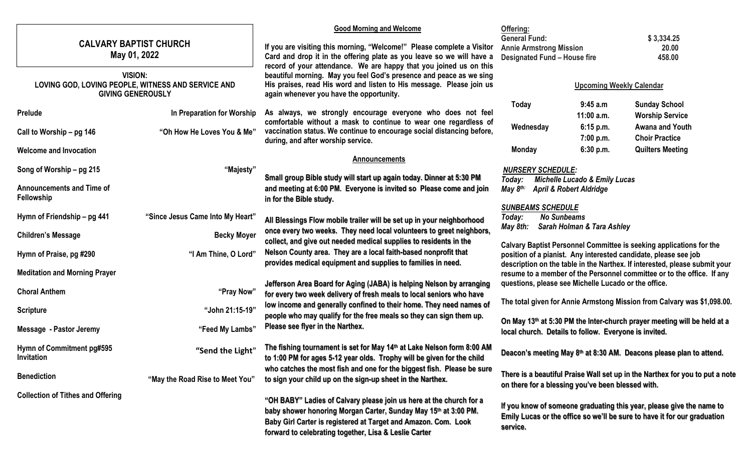# CALVARY BAPTIST CHURCH
## May 01, 2022

**VISION:**
**LOVING GOD, LOVING PEOPLE, WITNESS AND SERVICE AND GIVING GENEROUSLY**

| | |
|---|---|
| **Prelude** | **In Preparation for Worship** |
| **Call to Worship – pg 146** | **"Oh How He Loves You & Me"** |
| **Welcome and Invocation** | |
| **Song of Worship – pg 215** | **"Majesty"** |
| **Announcements and Time of Fellowship** | |
| **Hymn of Friendship – pg 441** | **"Since Jesus Came Into My Heart"** |
| **Children's Message** | **Becky Moyer** |
| **Hymn of Praise, pg #290** | **"I Am Thine, O Lord"** |
| **Meditation and Morning Prayer** | |
| **Choral Anthem** | **"Pray Now"** |
| **Scripture** | **"John 21:15-19"** |
| **Message - Pastor Jeremy** | **"Feed My Lambs"** |
| **Hymn of Commitment pg#595 Invitation** | **"Send the Light"** |
| **Benediction** | **"May the Road Rise to Meet You"** |
| **Collection of Tithes and Offering** | |

### Good Morning and Welcome

**If you are visiting this morning, "Welcome!" Please complete a Visitor Card and drop it in the offering plate as you leave so we will have a record of your attendance. We are happy that you joined us on this beautiful morning. May you feel God's presence and peace as we sing His praises, read His word and listen to His message. Please join us again whenever you have the opportunity.**

**As always, we strongly encourage everyone who does not feel comfortable without a mask to continue to wear one regardless of vaccination status. We continue to encourage social distancing before, during, and after worship service.**

### Announcements

**Small group Bible study will start up again today. Dinner at 5:30 PM and meeting at 6:00 PM. Everyone is invited so Please come and join in for the Bible study.**

**All Blessings Flow mobile trailer will be set up in your neighborhood once every two weeks. They need local volunteers to greet neighbors, collect, and give out needed medical supplies to residents in the Nelson County area. They are a local faith-based nonprofit that provides medical equipment and supplies to families in need.**

**Jefferson Area Board for Aging (JABA) is helping Nelson by arranging for every two week delivery of fresh meals to local seniors who have low income and generally confined to their home. They need names of people who may qualify for the free meals so they can sign them up. Please see flyer in the Narthex.**

**The fishing tournament is set for May 14th at Lake Nelson form 8:00 AM to 1:00 PM for ages 5-12 year olds. Trophy will be given for the child who catches the most fish and one for the biggest fish. Please be sure to sign your child up on the sign-up sheet in the Narthex.**

**"OH BABY" Ladies of Calvary please join us here at the church for a baby shower honoring Morgan Carter, Sunday May 15th at 3:00 PM. Baby Girl Carter is registered at Target and Amazon. Com. Look forward to celebrating together, Lisa & Leslie Carter**

**Offering:**

| | |
|---|---|
| **General Fund:** | **$ 3,334.25** |
| **Annie Armstrong Mission** | **20.00** |
| **Designated Fund – House fire** | **458.00** |

### Upcoming Weekly Calendar

| | | |
|---|---|---|
| **Today** | **9:45 a.m** | **Sunday School** |
| | **11:00 a.m.** | **Worship Service** |
| **Wednesday** | **6:15 p.m.** | **Awana and Youth** |
| | **7:00 p.m.** | **Choir Practice** |
| **Monday** | **6:30 p.m.** | **Quilters Meeting** |

***NURSERY SCHEDULE:***
***Today: Michelle Lucado & Emily Lucas***
***May 8th: April & Robert Aldridge***

***SUNBEAMS SCHEDULE***
***Today: No Sunbeams***
***May 8th: Sarah Holman & Tara Ashley***

**Calvary Baptist Personnel Committee is seeking applications for the position of a pianist. Any interested candidate, please see job description on the table in the Narthex. If interested, please submit your resume to a member of the Personnel committee or to the office. If any questions, please see Michelle Lucado or the office.**

**The total given for Annie Armstong Mission from Calvary was $1,098.00.**

**On May 13th at 5:30 PM the Inter-church prayer meeting will be held at a local church. Details to follow. Everyone is invited.**

**Deacon's meeting May 8th at 8:30 AM. Deacons please plan to attend.**

**There is a beautiful Praise Wall set up in the Narthex for you to put a note on there for a blessing you've been blessed with.**

**If you know of someone graduating this year, please give the name to Emily Lucas or the office so we'll be sure to have it for our graduation service.**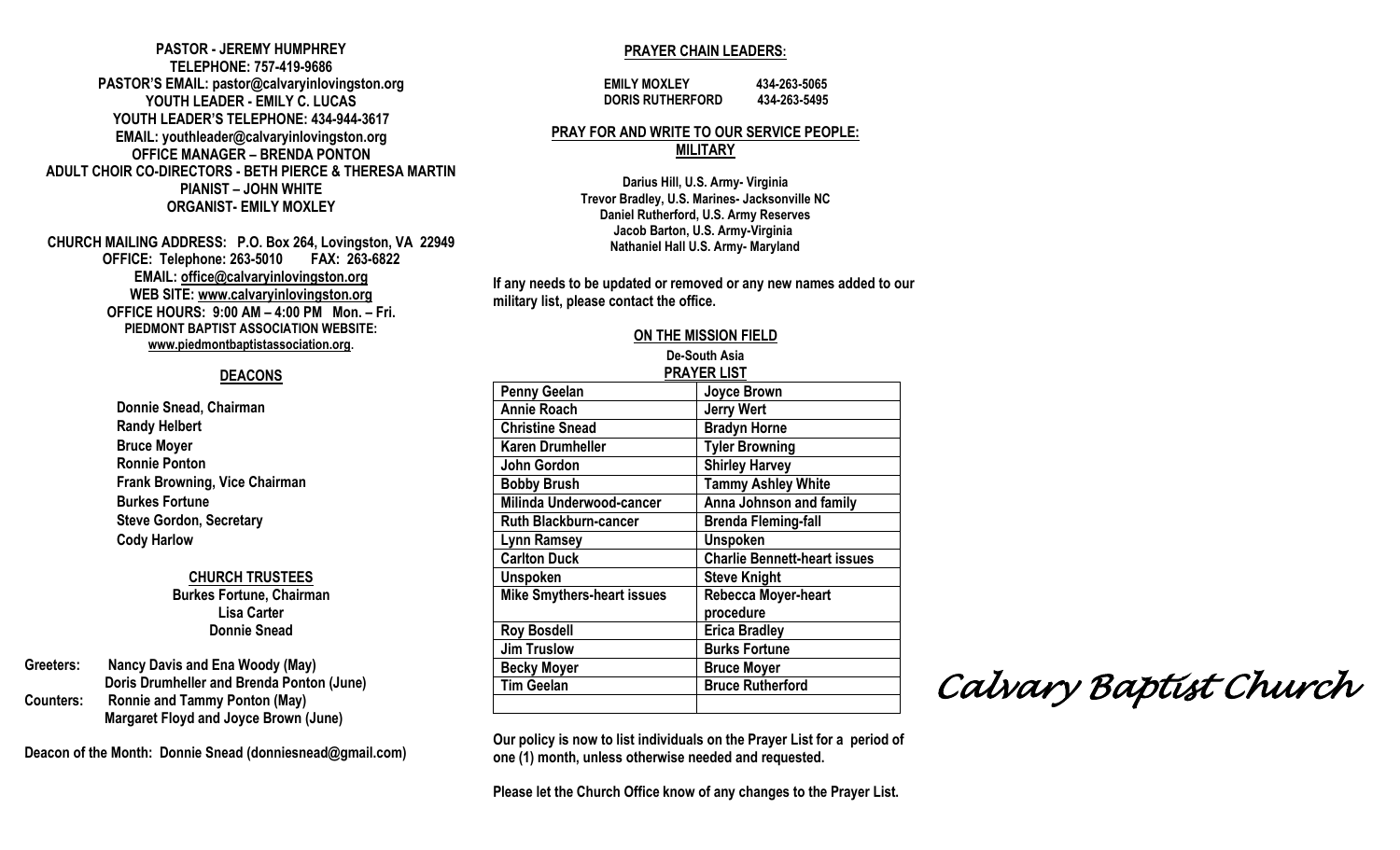**PASTOR - JEREMY HUMPHREY**
**TELEPHONE: 757-419-9686**
**PASTOR'S EMAIL: pastor@calvaryinlovingston.org**
**YOUTH LEADER - EMILY C. LUCAS**
**YOUTH LEADER'S TELEPHONE: 434-944-3617**
**EMAIL: youthleader@calvaryinlovingston.org**
**OFFICE MANAGER – BRENDA PONTON**
**ADULT CHOIR CO-DIRECTORS - BETH PIERCE & THERESA MARTIN**
**PIANIST – JOHN WHITE**
**ORGANIST- EMILY MOXLEY**

**CHURCH MAILING ADDRESS: P.O. Box 264, Lovingston, VA 22949**
**OFFICE: Telephone: 263-5010 FAX: 263-6822**
**EMAIL: office@calvaryinlovingston.org**
**WEB SITE: www.calvaryinlovingston.org**
**OFFICE HOURS: 9:00 AM – 4:00 PM Mon. – Fri.**
**PIEDMONT BAPTIST ASSOCIATION WEBSITE:**
**www.piedmontbaptistassociation.org.**

## DEACONS

**Donnie Snead, Chairman**
**Randy Helbert**
**Bruce Moyer**
**Ronnie Ponton**
**Frank Browning, Vice Chairman**
**Burkes Fortune**
**Steve Gordon, Secretary**
**Cody Harlow**

## CHURCH TRUSTEES

**Burkes Fortune, Chairman**
**Lisa Carter**
**Donnie Snead**

**Greeters:** Nancy Davis and Ena Woody (May)
Doris Drumheller and Brenda Ponton (June)
**Counters:** Ronnie and Tammy Ponton (May)
Margaret Floyd and Joyce Brown (June)

**Deacon of the Month: Donnie Snead (donniesnead@gmail.com)**

## PRAYER CHAIN LEADERS:

**EMILY MOXLEY** 434-263-5065
**DORIS RUTHERFORD** 434-263-5495

## PRAY FOR AND WRITE TO OUR SERVICE PEOPLE: MILITARY

**Darius Hill, U.S. Army- Virginia**
**Trevor Bradley, U.S. Marines- Jacksonville NC**
**Daniel Rutherford, U.S. Army Reserves**
**Jacob Barton, U.S. Army-Virginia**
**Nathaniel Hall U.S. Army- Maryland**

**If any needs to be updated or removed or any new names added to our military list, please contact the office.**

## ON THE MISSION FIELD

**De-South Asia**

## PRAYER LIST

| | |
|---|---|
| Penny Geelan | Joyce Brown |
| Annie Roach | Jerry Wert |
| Christine Snead | Bradyn Horne |
| Karen Drumheller | Tyler Browning |
| John Gordon | Shirley Harvey |
| Bobby Brush | Tammy Ashley White |
| Milinda Underwood-cancer | Anna Johnson and family |
| Ruth Blackburn-cancer | Brenda Fleming-fall |
| Lynn Ramsey | Unspoken |
| Carlton Duck | Charlie Bennett-heart issues |
| Unspoken | Steve Knight |
| Mike Smythers-heart issues | Rebecca Moyer-heart procedure |
| Roy Bosdell | Erica Bradley |
| Jim Truslow | Burks Fortune |
| Becky Moyer | Bruce Moyer |
| Tim Geelan | Bruce Rutherford |
| | |

**Our policy is now to list individuals on the Prayer List for a period of one (1) month, unless otherwise needed and requested.**

**Please let the Church Office know of any changes to the Prayer List.**

*Calvary Baptist Church*